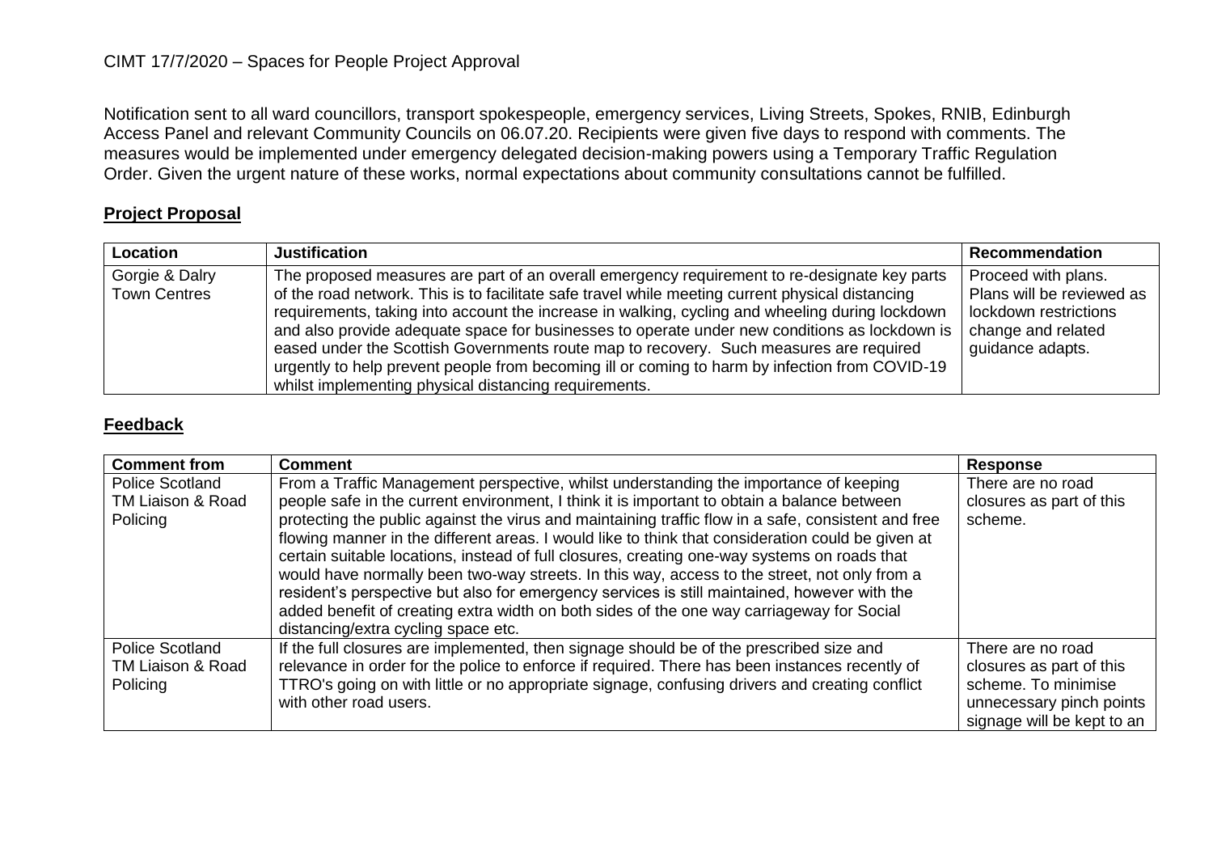CIMT 17/7/2020 – Spaces for People Project Approval

Notification sent to all ward councillors, transport spokespeople, emergency services, Living Streets, Spokes, RNIB, Edinburgh Access Panel and relevant Community Councils on 06.07.20. Recipients were given five days to respond with comments. The measures would be implemented under emergency delegated decision-making powers using a Temporary Traffic Regulation Order. Given the urgent nature of these works, normal expectations about community consultations cannot be fulfilled.

## Project Proposal

| Location | Justification | Recommendation |
|---|---|---|
| Gorgie & Dalry Town Centres | The proposed measures are part of an overall emergency requirement to re-designate key parts of the road network. This is to facilitate safe travel while meeting current physical distancing requirements, taking into account the increase in walking, cycling and wheeling during lockdown and also provide adequate space for businesses to operate under new conditions as lockdown is eased under the Scottish Governments route map to recovery. Such measures are required urgently to help prevent people from becoming ill or coming to harm by infection from COVID-19 whilst implementing physical distancing requirements. | Proceed with plans. Plans will be reviewed as lockdown restrictions change and related guidance adapts. |

## Feedback

| Comment from | Comment | Response |
|---|---|---|
| Police Scotland TM Liaison & Road Policing | From a Traffic Management perspective, whilst understanding the importance of keeping people safe in the current environment, I think it is important to obtain a balance between protecting the public against the virus and maintaining traffic flow in a safe, consistent and free flowing manner in the different areas. I would like to think that consideration could be given at certain suitable locations, instead of full closures, creating one-way systems on roads that would have normally been two-way streets. In this way, access to the street, not only from a resident's perspective but also for emergency services is still maintained, however with the added benefit of creating extra width on both sides of the one way carriageway for Social distancing/extra cycling space etc. | There are no road closures as part of this scheme. |
| Police Scotland TM Liaison & Road Policing | If the full closures are implemented, then signage should be of the prescribed size and relevance in order for the police to enforce if required. There has been instances recently of TTRO's going on with little or no appropriate signage, confusing drivers and creating conflict with other road users. | There are no road closures as part of this scheme. To minimise unnecessary pinch points signage will be kept to an |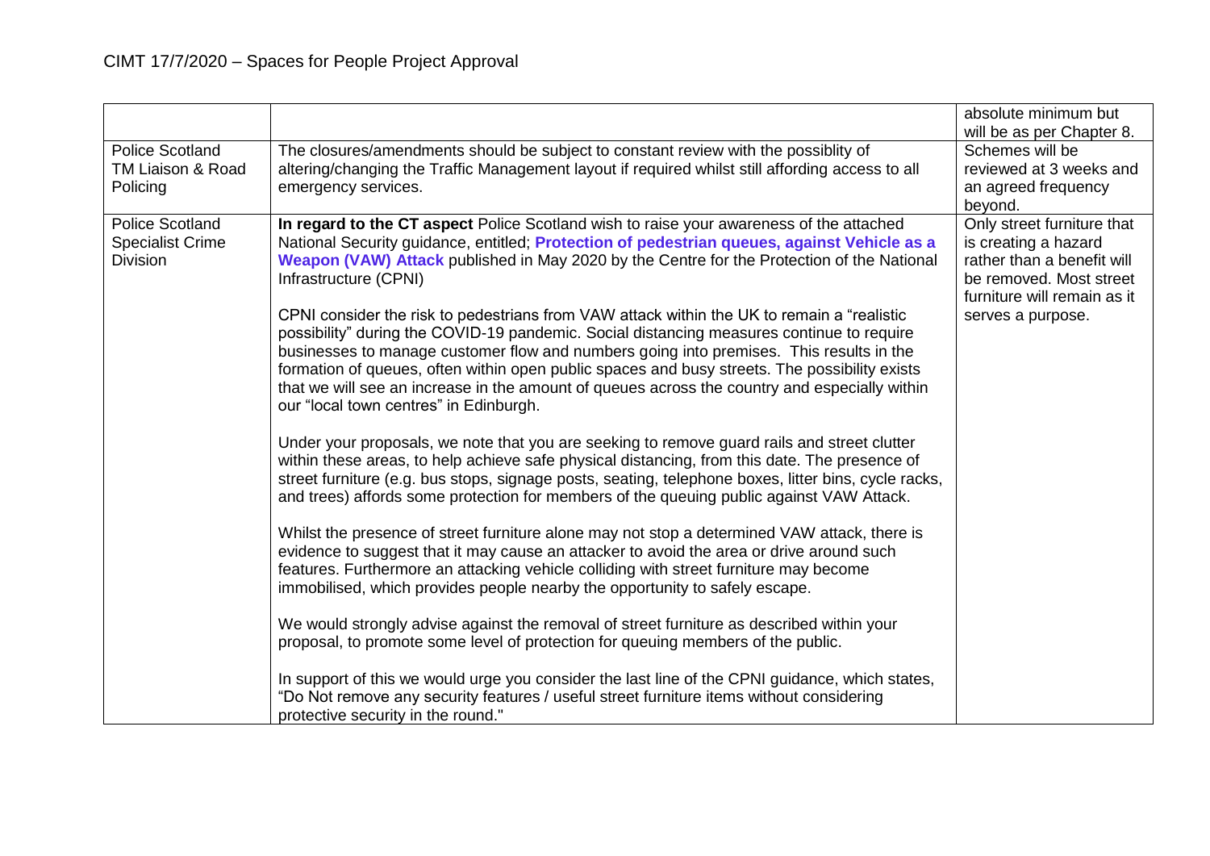| | | |
|---|---|---|
| | | absolute minimum but will be as per Chapter 8. |
| Police Scotland TM Liaison & Road Policing | The closures/amendments should be subject to constant review with the possiblity of altering/changing the Traffic Management layout if required whilst still affording access to all emergency services. | Schemes will be reviewed at 3 weeks and an agreed frequency beyond. |
| Police Scotland Specialist Crime Division | **In regard to the CT aspect** Police Scotland wish to raise your awareness of the attached National Security guidance, entitled; **Protection of pedestrian queues, against Vehicle as a Weapon (VAW) Attack** published in May 2020 by the Centre for the Protection of the National Infrastructure (CPNI)<br><br>CPNI consider the risk to pedestrians from VAW attack within the UK to remain a "realistic possibility" during the COVID-19 pandemic. Social distancing measures continue to require businesses to manage customer flow and numbers going into premises. This results in the formation of queues, often within open public spaces and busy streets. The possibility exists that we will see an increase in the amount of queues across the country and especially within our "local town centres" in Edinburgh.<br><br>Under your proposals, we note that you are seeking to remove guard rails and street clutter within these areas, to help achieve safe physical distancing, from this date. The presence of street furniture (e.g. bus stops, signage posts, seating, telephone boxes, litter bins, cycle racks, and trees) affords some protection for members of the queuing public against VAW Attack.<br><br>Whilst the presence of street furniture alone may not stop a determined VAW attack, there is evidence to suggest that it may cause an attacker to avoid the area or drive around such features. Furthermore an attacking vehicle colliding with street furniture may become immobilised, which provides people nearby the opportunity to safely escape.<br><br>We would strongly advise against the removal of street furniture as described within your proposal, to promote some level of protection for queuing members of the public.<br><br>In support of this we would urge you consider the last line of the CPNI guidance, which states, "Do Not remove any security features / useful street furniture items without considering protective security in the round." | Only street furniture that is creating a hazard rather than a benefit will be removed. Most street furniture will remain as it serves a purpose. |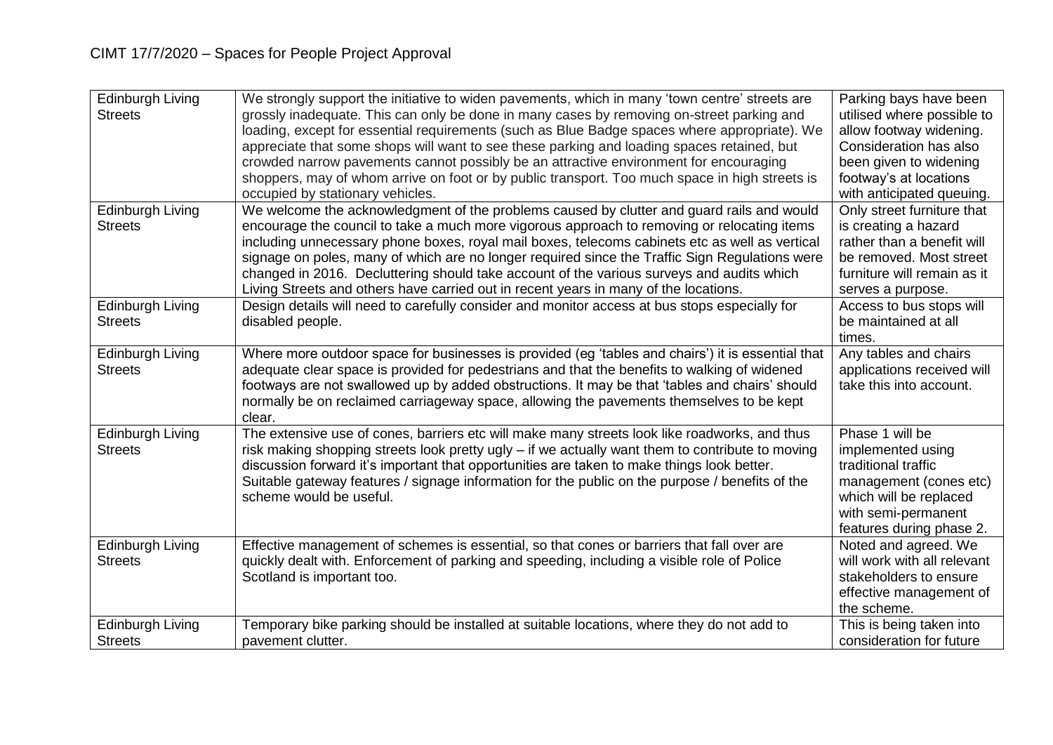| | | |
|---|---|---|
| Edinburgh Living Streets | We strongly support the initiative to widen pavements, which in many 'town centre' streets are grossly inadequate. This can only be done in many cases by removing on-street parking and loading, except for essential requirements (such as Blue Badge spaces where appropriate). We appreciate that some shops will want to see these parking and loading spaces retained, but crowded narrow pavements cannot possibly be an attractive environment for encouraging shoppers, may of whom arrive on foot or by public transport. Too much space in high streets is occupied by stationary vehicles. | Parking bays have been utilised where possible to allow footway widening. Consideration has also been given to widening footway's at locations with anticipated queuing. |
| Edinburgh Living Streets | We welcome the acknowledgment of the problems caused by clutter and guard rails and would encourage the council to take a much more vigorous approach to removing or relocating items including unnecessary phone boxes, royal mail boxes, telecoms cabinets etc as well as vertical signage on poles, many of which are no longer required since the Traffic Sign Regulations were changed in 2016. Decluttering should take account of the various surveys and audits which Living Streets and others have carried out in recent years in many of the locations. | Only street furniture that is creating a hazard rather than a benefit will be removed. Most street furniture will remain as it serves a purpose. |
| Edinburgh Living Streets | Design details will need to carefully consider and monitor access at bus stops especially for disabled people. | Access to bus stops will be maintained at all times. |
| Edinburgh Living Streets | Where more outdoor space for businesses is provided (eg 'tables and chairs') it is essential that adequate clear space is provided for pedestrians and that the benefits to walking of widened footways are not swallowed up by added obstructions. It may be that 'tables and chairs' should normally be on reclaimed carriageway space, allowing the pavements themselves to be kept clear. | Any tables and chairs applications received will take this into account. |
| Edinburgh Living Streets | The extensive use of cones, barriers etc will make many streets look like roadworks, and thus risk making shopping streets look pretty ugly – if we actually want them to contribute to moving discussion forward it's important that opportunities are taken to make things look better. Suitable gateway features / signage information for the public on the purpose / benefits of the scheme would be useful. | Phase 1 will be implemented using traditional traffic management (cones etc) which will be replaced with semi-permanent features during phase 2. |
| Edinburgh Living Streets | Effective management of schemes is essential, so that cones or barriers that fall over are quickly dealt with. Enforcement of parking and speeding, including a visible role of Police Scotland is important too. | Noted and agreed. We will work with all relevant stakeholders to ensure effective management of the scheme. |
| Edinburgh Living Streets | Temporary bike parking should be installed at suitable locations, where they do not add to pavement clutter. | This is being taken into consideration for future |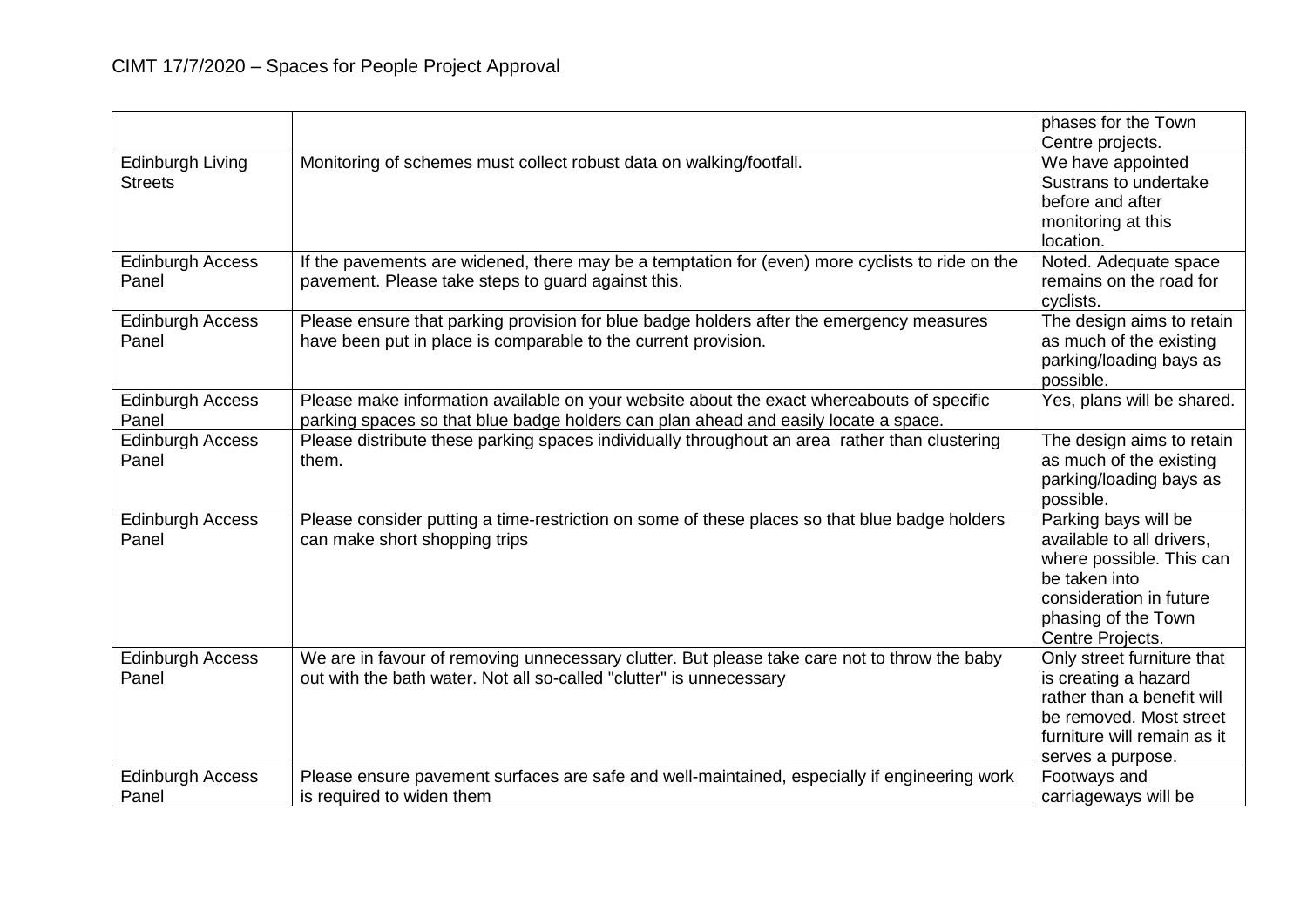| | | |
|---|---|---|
| | | phases for the Town Centre projects. |
| Edinburgh Living Streets | Monitoring of schemes must collect robust data on walking/footfall. | We have appointed Sustrans to undertake before and after monitoring at this location. |
| Edinburgh Access Panel | If the pavements are widened, there may be a temptation for (even) more cyclists to ride on the pavement. Please take steps to guard against this. | Noted. Adequate space remains on the road for cyclists. |
| Edinburgh Access Panel | Please ensure that parking provision for blue badge holders after the emergency measures have been put in place is comparable to the current provision. | The design aims to retain as much of the existing parking/loading bays as possible. |
| Edinburgh Access Panel | Please make information available on your website about the exact whereabouts of specific parking spaces so that blue badge holders can plan ahead and easily locate a space. | Yes, plans will be shared. |
| Edinburgh Access Panel | Please distribute these parking spaces individually throughout an area rather than clustering them. | The design aims to retain as much of the existing parking/loading bays as possible. |
| Edinburgh Access Panel | Please consider putting a time-restriction on some of these places so that blue badge holders can make short shopping trips | Parking bays will be available to all drivers, where possible. This can be taken into consideration in future phasing of the Town Centre Projects. |
| Edinburgh Access Panel | We are in favour of removing unnecessary clutter. But please take care not to throw the baby out with the bath water. Not all so-called "clutter" is unnecessary | Only street furniture that is creating a hazard rather than a benefit will be removed. Most street furniture will remain as it serves a purpose. |
| Edinburgh Access Panel | Please ensure pavement surfaces are safe and well-maintained, especially if engineering work is required to widen them | Footways and carriageways will be |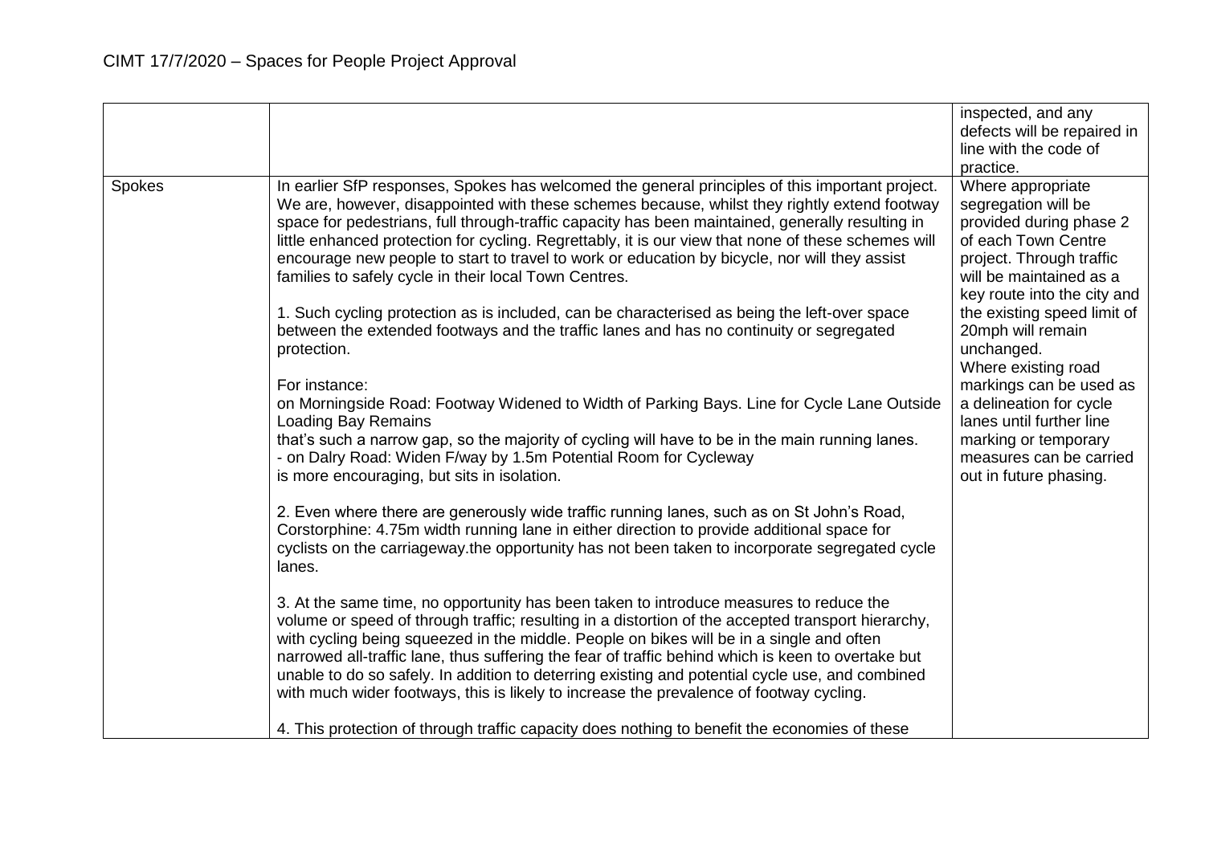| | | |
|---|---|---|
| | | inspected, and any defects will be repaired in line with the code of practice. |
| Spokes | In earlier SfP responses, Spokes has welcomed the general principles of this important project. We are, however, disappointed with these schemes because, whilst they rightly extend footway space for pedestrians, full through-traffic capacity has been maintained, generally resulting in little enhanced protection for cycling. Regrettably, it is our view that none of these schemes will encourage new people to start to travel to work or education by bicycle, nor will they assist families to safely cycle in their local Town Centres.<br><br>1. Such cycling protection as is included, can be characterised as being the left-over space between the extended footways and the traffic lanes and has no continuity or segregated protection.<br><br>For instance:<br>on Morningside Road: Footway Widened to Width of Parking Bays. Line for Cycle Lane Outside Loading Bay Remains<br>that's such a narrow gap, so the majority of cycling will have to be in the main running lanes.<br>- on Dalry Road: Widen F/way by 1.5m Potential Room for Cycleway<br>is more encouraging, but sits in isolation.<br><br>2. Even where there are generously wide traffic running lanes, such as on St John's Road, Corstorphine: 4.75m width running lane in either direction to provide additional space for cyclists on the carriageway.the opportunity has not been taken to incorporate segregated cycle lanes.<br><br>3. At the same time, no opportunity has been taken to introduce measures to reduce the volume or speed of through traffic; resulting in a distortion of the accepted transport hierarchy, with cycling being squeezed in the middle. People on bikes will be in a single and often narrowed all-traffic lane, thus suffering the fear of traffic behind which is keen to overtake but unable to do so safely. In addition to deterring existing and potential cycle use, and combined with much wider footways, this is likely to increase the prevalence of footway cycling.<br><br>4. This protection of through traffic capacity does nothing to benefit the economies of these | Where appropriate segregation will be provided during phase 2 of each Town Centre project. Through traffic will be maintained as a key route into the city and the existing speed limit of 20mph will remain unchanged.<br>Where existing road markings can be used as a delineation for cycle lanes until further line marking or temporary measures can be carried out in future phasing. |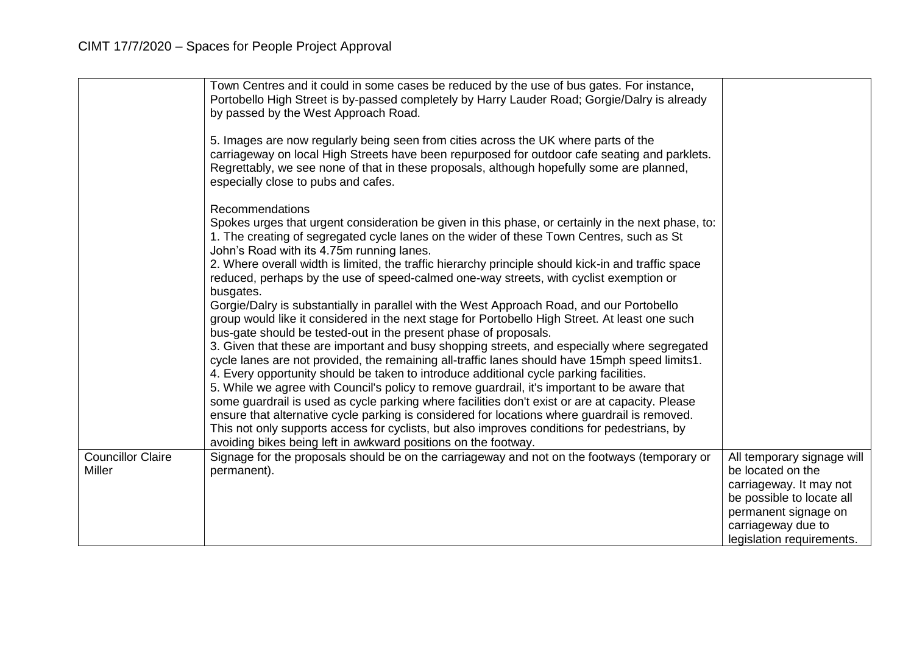| | | |
|---|---|---|
| | Town Centres and it could in some cases be reduced by the use of bus gates. For instance, Portobello High Street is by-passed completely by Harry Lauder Road; Gorgie/Dalry is already by passed by the West Approach Road.<br><br>5. Images are now regularly being seen from cities across the UK where parts of the carriageway on local High Streets have been repurposed for outdoor cafe seating and parklets. Regrettably, we see none of that in these proposals, although hopefully some are planned, especially close to pubs and cafes.<br><br>Recommendations<br>Spokes urges that urgent consideration be given in this phase, or certainly in the next phase, to:<br>1. The creating of segregated cycle lanes on the wider of these Town Centres, such as St John's Road with its 4.75m running lanes.<br>2. Where overall width is limited, the traffic hierarchy principle should kick-in and traffic space reduced, perhaps by the use of speed-calmed one-way streets, with cyclist exemption or busgates.<br>Gorgie/Dalry is substantially in parallel with the West Approach Road, and our Portobello group would like it considered in the next stage for Portobello High Street. At least one such bus-gate should be tested-out in the present phase of proposals.<br>3. Given that these are important and busy shopping streets, and especially where segregated cycle lanes are not provided, the remaining all-traffic lanes should have 15mph speed limits1.<br>4. Every opportunity should be taken to introduce additional cycle parking facilities.<br>5. While we agree with Council's policy to remove guardrail, it's important to be aware that some guardrail is used as cycle parking where facilities don't exist or are at capacity. Please ensure that alternative cycle parking is considered for locations where guardrail is removed. This not only supports access for cyclists, but also improves conditions for pedestrians, by avoiding bikes being left in awkward positions on the footway. | |
| Councillor Claire Miller | Signage for the proposals should be on the carriageway and not on the footways (temporary or permanent). | All temporary signage will be located on the carriageway. It may not be possible to locate all permanent signage on carriageway due to legislation requirements. |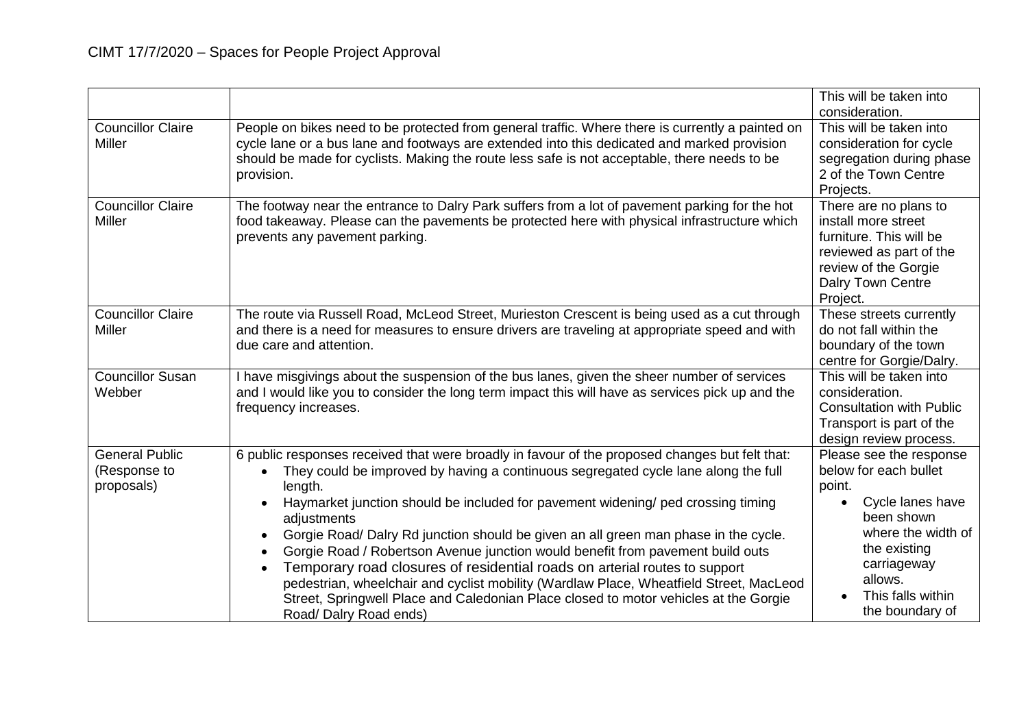# CIMT 17/7/2020 – Spaces for People Project Approval

| | | |
|---|---|---|
| | | This will be taken into consideration. |
| Councillor Claire Miller | People on bikes need to be protected from general traffic. Where there is currently a painted on cycle lane or a bus lane and footways are extended into this dedicated and marked provision should be made for cyclists. Making the route less safe is not acceptable, there needs to be provision. | This will be taken into consideration for cycle segregation during phase 2 of the Town Centre Projects. |
| Councillor Claire Miller | The footway near the entrance to Dalry Park suffers from a lot of pavement parking for the hot food takeaway. Please can the pavements be protected here with physical infrastructure which prevents any pavement parking. | There are no plans to install more street furniture. This will be reviewed as part of the review of the Gorgie Dalry Town Centre Project. |
| Councillor Claire Miller | The route via Russell Road, McLeod Street, Murieston Crescent is being used as a cut through and there is a need for measures to ensure drivers are traveling at appropriate speed and with due care and attention. | These streets currently do not fall within the boundary of the town centre for Gorgie/Dalry. |
| Councillor Susan Webber | I have misgivings about the suspension of the bus lanes, given the sheer number of services and I would like you to consider the long term impact this will have as services pick up and the frequency increases. | This will be taken into consideration. Consultation with Public Transport is part of the design review process. |
| General Public (Response to proposals) | 6 public responses received that were broadly in favour of the proposed changes but felt that:<br>• They could be improved by having a continuous segregated cycle lane along the full length.<br>• Haymarket junction should be included for pavement widening/ ped crossing timing adjustments<br>• Gorgie Road/ Dalry Rd junction should be given an all green man phase in the cycle.<br>• Gorgie Road / Robertson Avenue junction would benefit from pavement build outs<br>• Temporary road closures of residential roads on arterial routes to support pedestrian, wheelchair and cyclist mobility (Wardlaw Place, Wheatfield Street, MacLeod Street, Springwell Place and Caledonian Place closed to motor vehicles at the Gorgie Road/ Dalry Road ends) | Please see the response below for each bullet point.<br>• Cycle lanes have been shown where the width of the existing carriageway allows.<br>• This falls within the boundary of |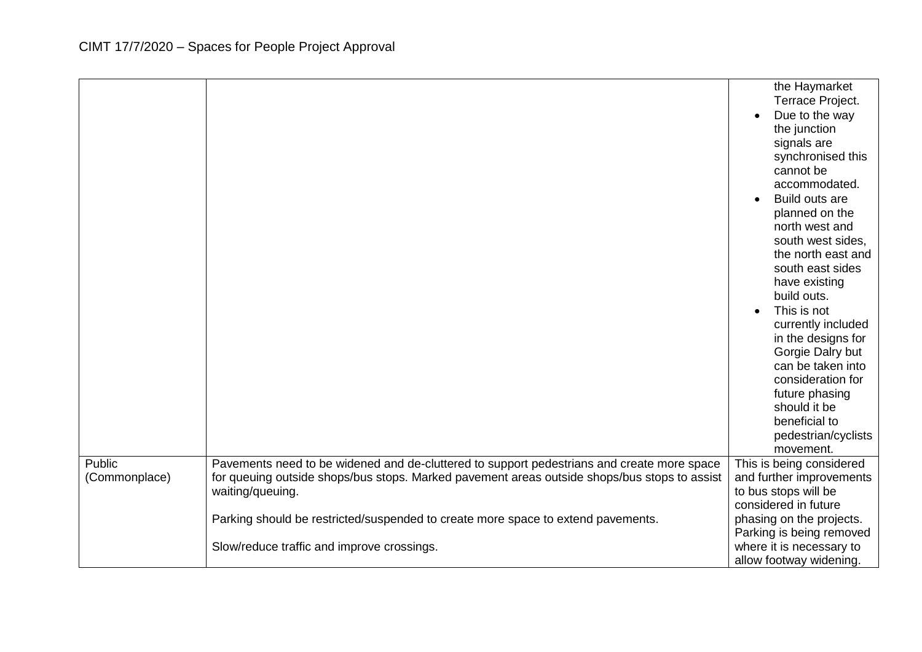| | | |
|---|---|---|
| | | the Haymarket Terrace Project.<br>• Due to the way the junction signals are synchronised this cannot be accommodated.<br>• Build outs are planned on the north west and south west sides, the north east and south east sides have existing build outs.<br>• This is not currently included in the designs for Gorgie Dalry but can be taken into consideration for future phasing should it be beneficial to pedestrian/cyclists movement. |
| Public (Commonplace) | Pavements need to be widened and de-cluttered to support pedestrians and create more space for queuing outside shops/bus stops. Marked pavement areas outside shops/bus stops to assist waiting/queuing.<br><br>Parking should be restricted/suspended to create more space to extend pavements.<br><br>Slow/reduce traffic and improve crossings. | This is being considered and further improvements to bus stops will be considered in future phasing on the projects. Parking is being removed where it is necessary to allow footway widening. |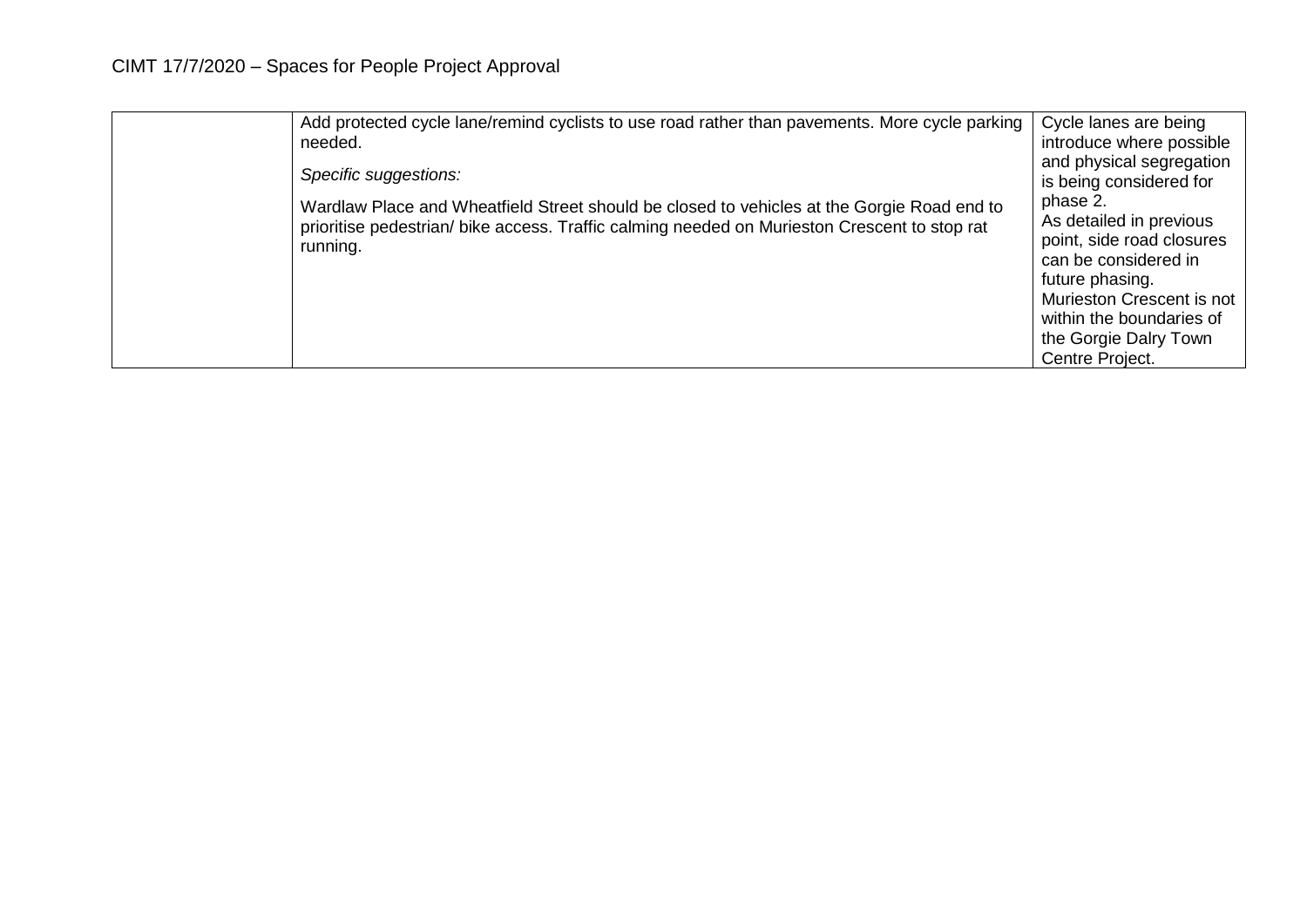| | | |
|---|---|---|
| | Add protected cycle lane/remind cyclists to use road rather than pavements. More cycle parking needed.<br><br>*Specific suggestions:*<br><br>Wardlaw Place and Wheatfield Street should be closed to vehicles at the Gorgie Road end to prioritise pedestrian/ bike access. Traffic calming needed on Murieston Crescent to stop rat running. | Cycle lanes are being introduce where possible and physical segregation is being considered for phase 2.<br>As detailed in previous point, side road closures can be considered in future phasing.<br>Murieston Crescent is not within the boundaries of the Gorgie Dalry Town Centre Project. |